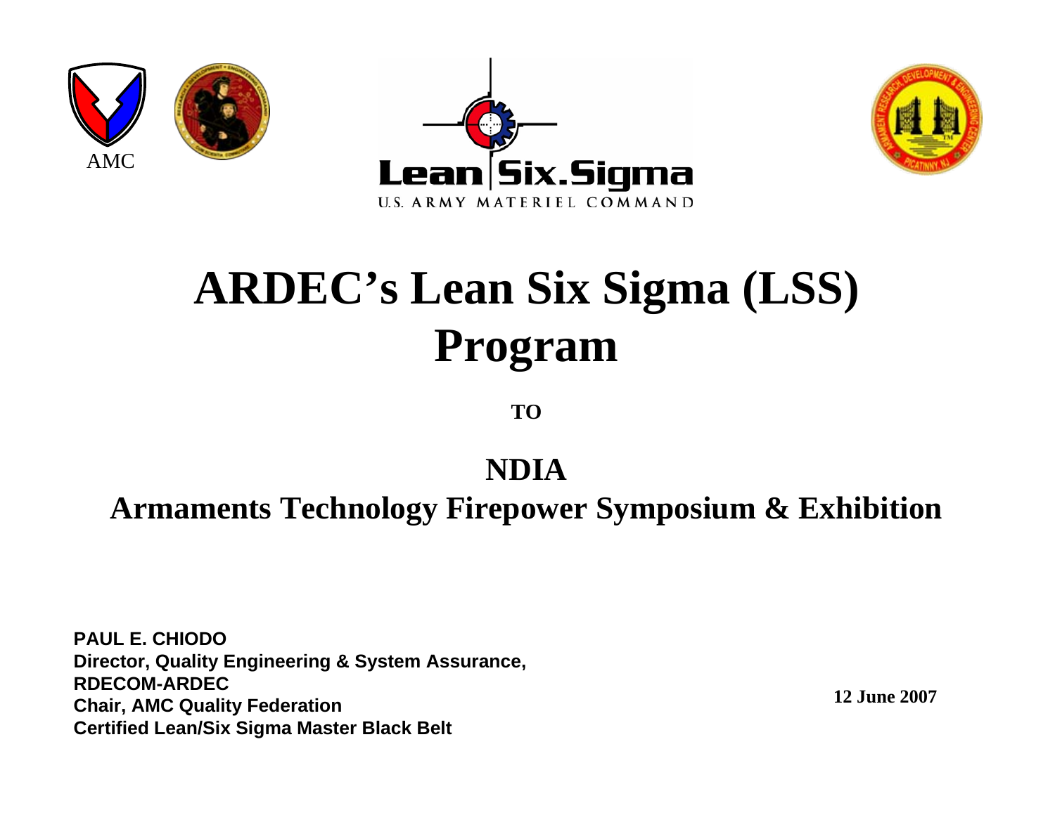AMC

Lean | Six.Sigma

U.S. ARMY MATERIEL COMMAND

# ARDEC's Lean Six Sigma (LSS) Program

**TO**

## NDIA

## Armaments Technology Firepower Symposium & Exhibition

**PAUL E. CHIODO**
**Director, Quality Engineering & System Assurance, RDECOM-ARDEC**
**Chair, AMC Quality Federation**
**Certified Lean/Six Sigma Master Black Belt**

**12 June 2007**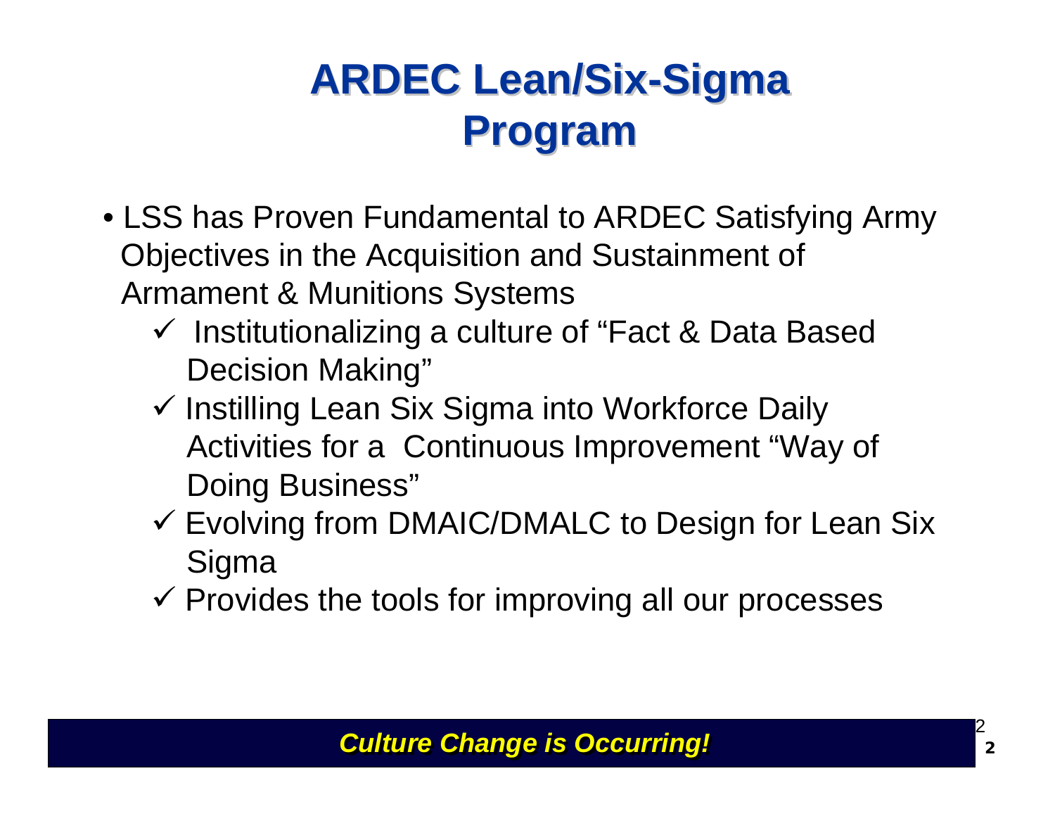# ARDEC Lean/Six-Sigma Program

- LSS has Proven Fundamental to ARDEC Satisfying Army Objectives in the Acquisition and Sustainment of Armament & Munitions Systems
  - ✓ Institutionalizing a culture of "Fact & Data Based Decision Making"
  - ✓ Instilling Lean Six Sigma into Workforce Daily Activities for a Continuous Improvement "Way of Doing Business"
  - ✓ Evolving from DMAIC/DMALC to Design for Lean Six Sigma
  - ✓ Provides the tools for improving all our processes

***Culture Change is Occurring!***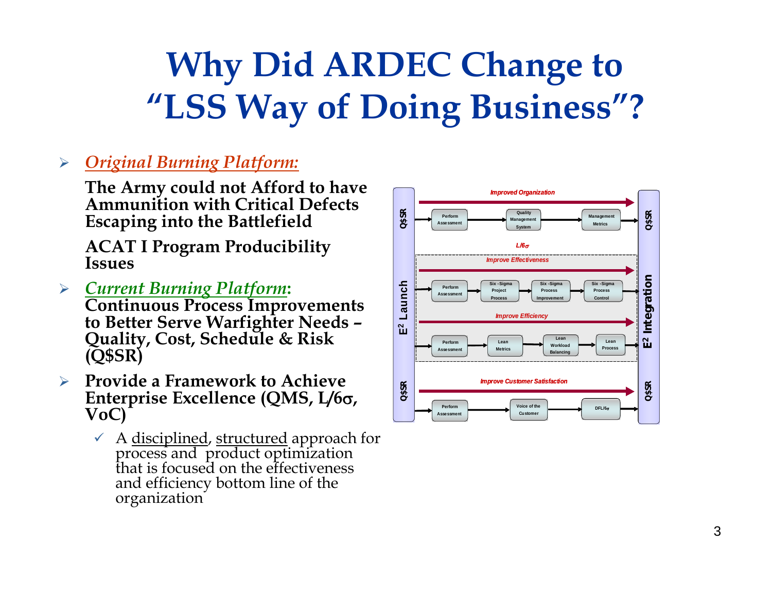# Why Did ARDEC Change to "LSS Way of Doing Business"?

- ***Original Burning Platform:***

  **The Army could not Afford to have Ammunition with Critical Defects Escaping into the Battlefield**

  **ACAT I Program Producibility Issues**

- ***Current Burning Platform*:** **Continuous Process Improvements to Better Serve Warfighter Needs – Quality, Cost, Schedule & Risk (Q$SR)**

- **Provide a Framework to Achieve Enterprise Excellence (QMS, L/6σ, VoC)**
  - ✓ A disciplined, structured approach for process and product optimization that is focused on the effectiveness and efficiency bottom line of the organization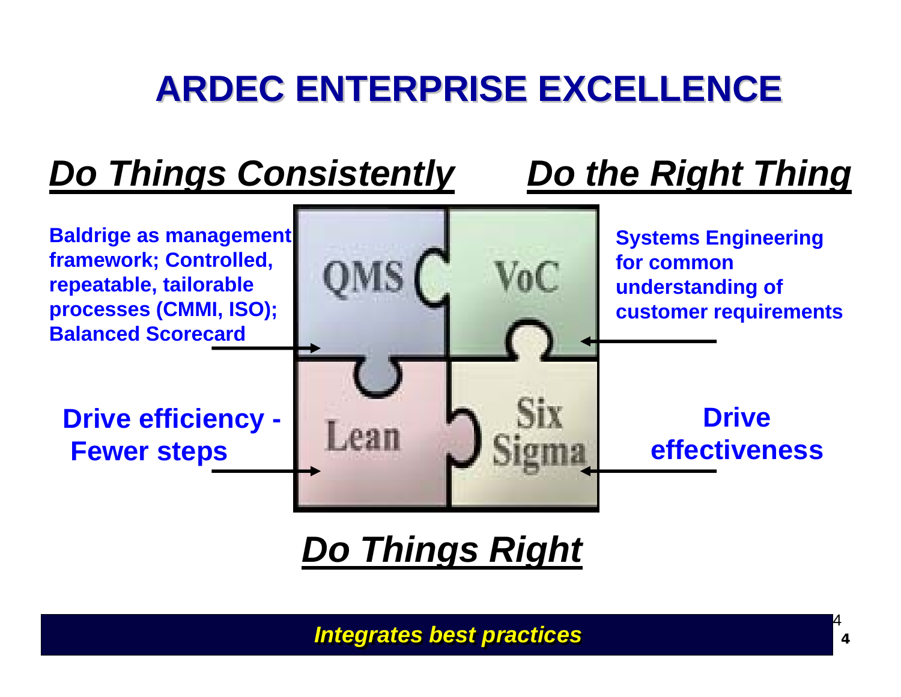# ARDEC ENTERPRISE EXCELLENCE

***Do Things Consistently***

***Do the Right Thing***

**Baldrige as management framework; Controlled, repeatable, tailorable processes (CMMI, ISO); Balanced Scorecard**

**Systems Engineering for common understanding of customer requirements**

QMS | VoC
Lean | Six Sigma

**Drive efficiency - Fewer steps**

**Drive effectiveness**

***Do Things Right***

***Integrates best practices***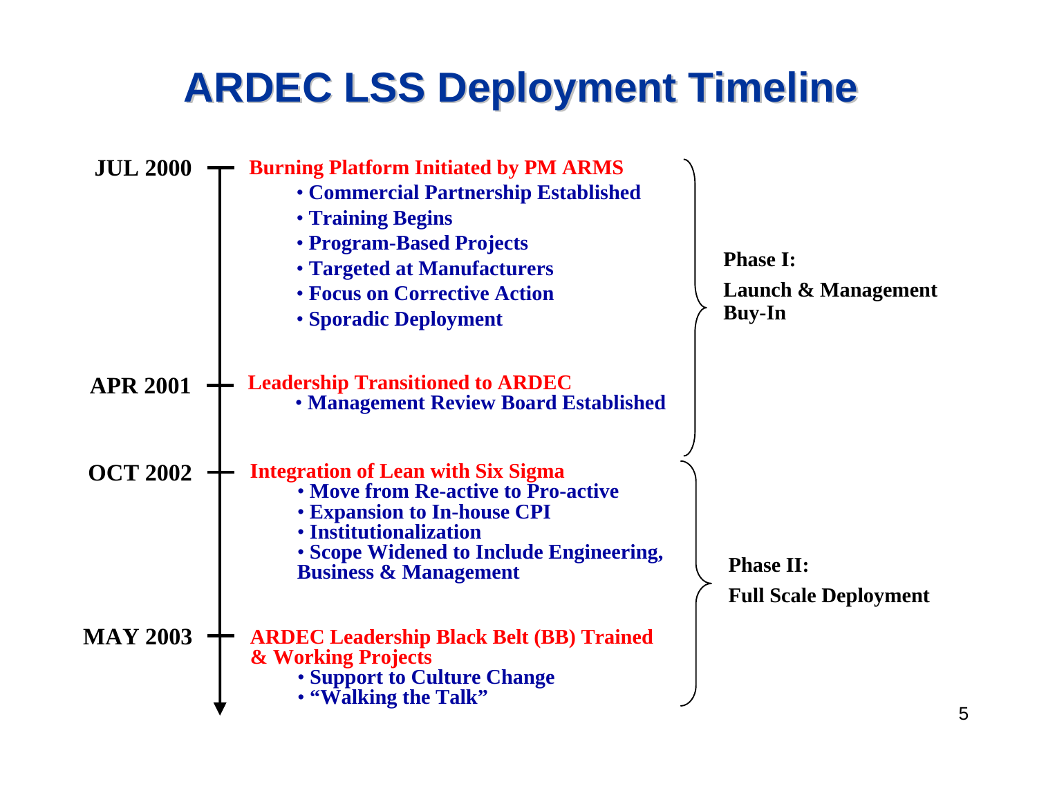# ARDEC LSS Deployment Timeline

**Phase I: Launch & Management Buy-In**

**JUL 2000** — **Burning Platform Initiated by PM ARMS**

- **Commercial Partnership Established**
- **Training Begins**
- **Program-Based Projects**
- **Targeted at Manufacturers**
- **Focus on Corrective Action**
- **Sporadic Deployment**

**APR 2001** — **Leadership Transitioned to ARDEC**

- **Management Review Board Established**

**Phase II: Full Scale Deployment**

**OCT 2002** — **Integration of Lean with Six Sigma**

- **Move from Re-active to Pro-active**
- **Expansion to In-house CPI**
- **Institutionalization**
- **Scope Widened to Include Engineering, Business & Management**

**MAY 2003** — **ARDEC Leadership Black Belt (BB) Trained & Working Projects**

- **Support to Culture Change**
- **"Walking the Talk"**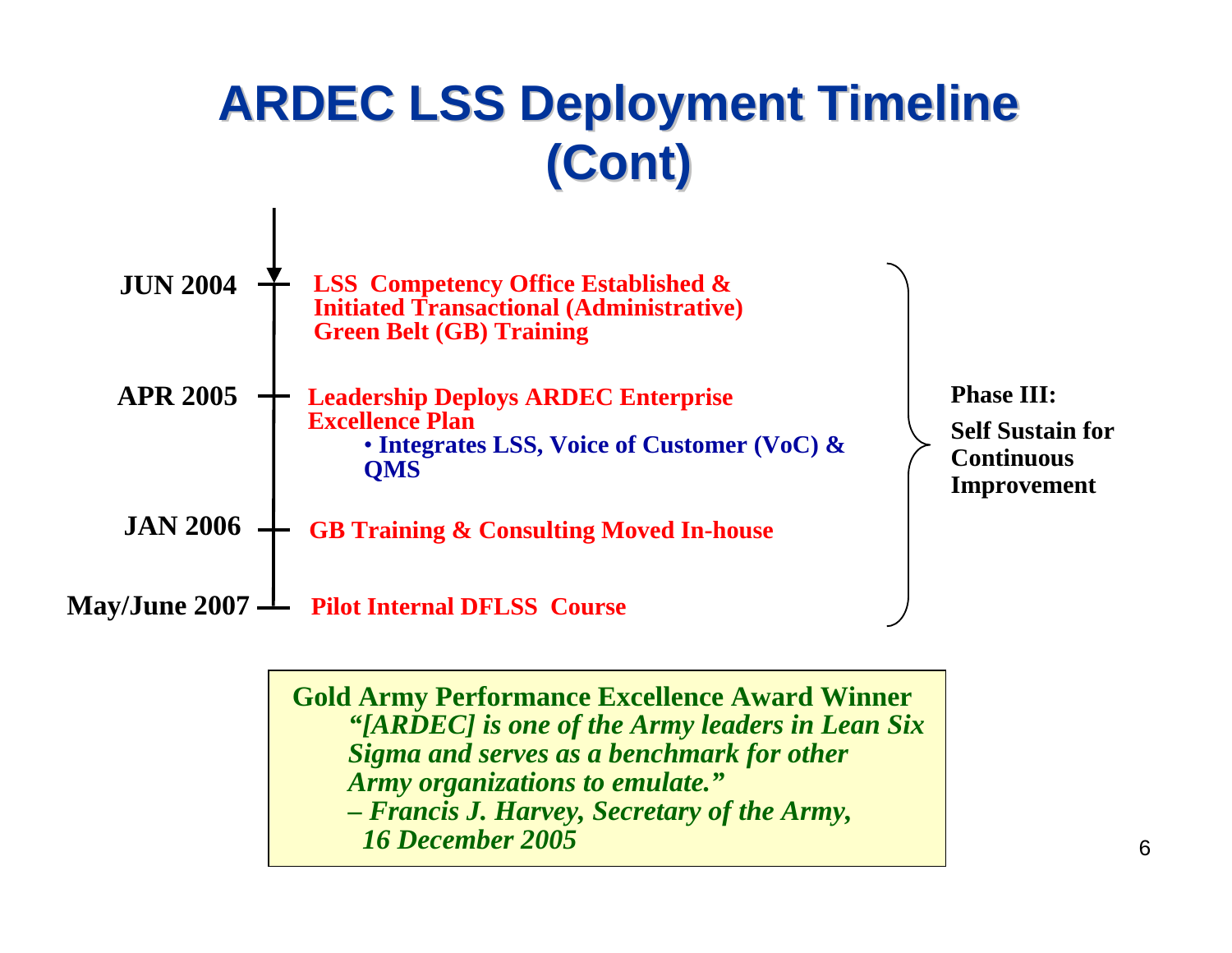# ARDEC LSS Deployment Timeline (Cont)

- **JUN 2004** — **LSS Competency Office Established & Initiated Transactional (Administrative) Green Belt (GB) Training**
- **APR 2005** — **Leadership Deploys ARDEC Enterprise Excellence Plan**
  - **Integrates LSS, Voice of Customer (VoC) & QMS**
- **JAN 2006** — **GB Training & Consulting Moved In-house**
- **May/June 2007** — **Pilot Internal DFLSS Course**

**Phase III:**

**Self Sustain for Continuous Improvement**

> **Gold Army Performance Excellence Award Winner**
>
> ***"[ARDEC] is one of the Army leaders in Lean Six Sigma and serves as a benchmark for other Army organizations to emulate."***
>
> ***– Francis J. Harvey, Secretary of the Army, 16 December 2005***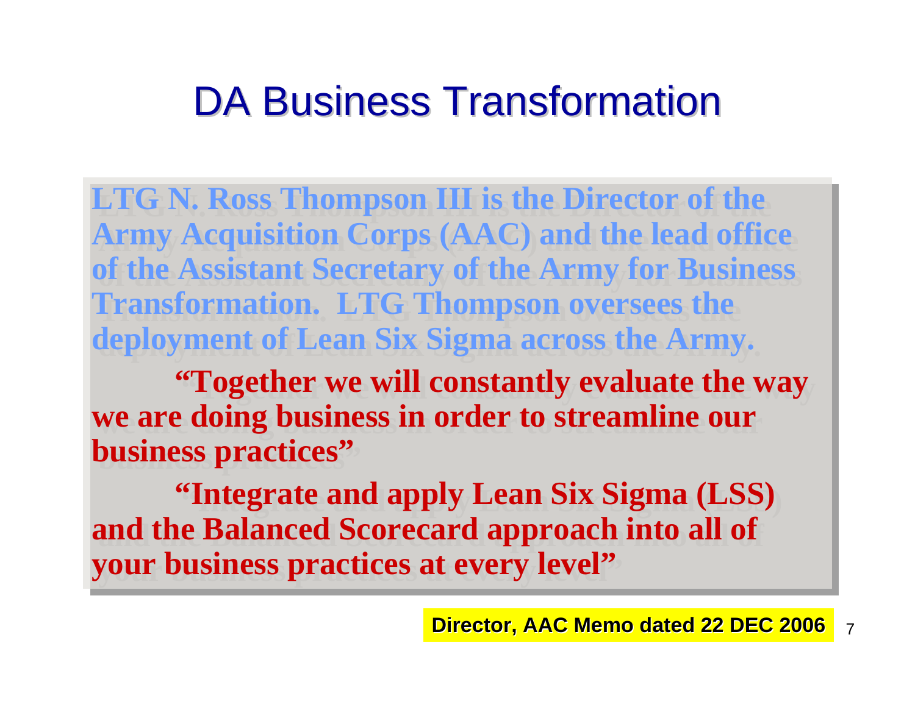# DA Business Transformation

**LTG N. Ross Thompson III is the Director of the Army Acquisition Corps (AAC) and the lead office of the Assistant Secretary of the Army for Business Transformation. LTG Thompson oversees the deployment of Lean Six Sigma across the Army.**

**"Together we will constantly evaluate the way we are doing business in order to streamline our business practices"**

**"Integrate and apply Lean Six Sigma (LSS) and the Balanced Scorecard approach into all of your business practices at every level"**

**Director, AAC Memo dated 22 DEC 2006**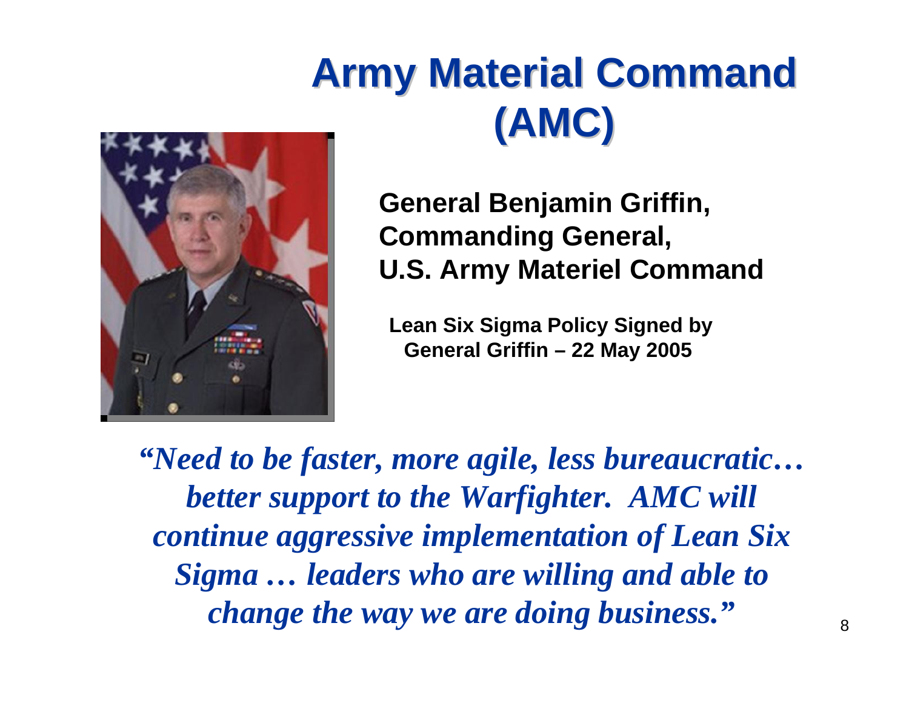# Army Material Command (AMC)

**General Benjamin Griffin,**
**Commanding General,**
**U.S. Army Materiel Command**

**Lean Six Sigma Policy Signed by General Griffin – 22 May 2005**

***"Need to be faster, more agile, less bureaucratic… better support to the Warfighter. AMC will continue aggressive implementation of Lean Six Sigma … leaders who are willing and able to change the way we are doing business."***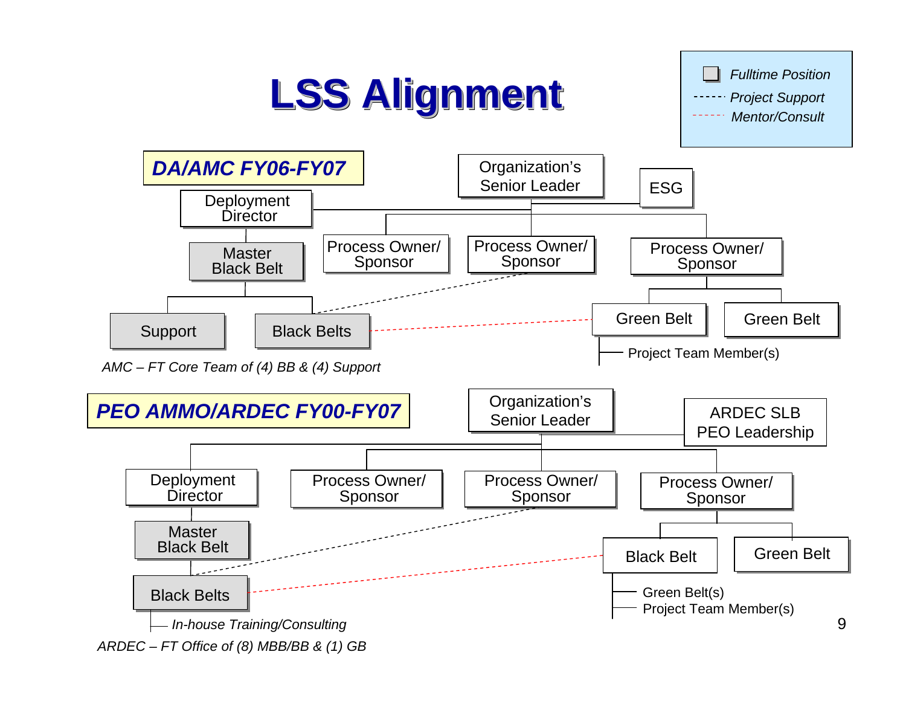# LSS Alignment

- Fulltime Position
- ------ Project Support
- ------ Mentor/Consult

## DA/AMC FY06-FY07

Organization's Senior Leader

ESG

Deployment Director

Master Black Belt

Support

Black Belts

Process Owner/ Sponsor

Process Owner/ Sponsor

Process Owner/ Sponsor

Green Belt

Green Belt

Project Team Member(s)

*AMC – FT Core Team of (4) BB & (4) Support*

## PEO AMMO/ARDEC FY00-FY07

Organization's Senior Leader

ARDEC SLB PEO Leadership

Deployment Director

Master Black Belt

Black Belts

*In-house Training/Consulting*

Process Owner/ Sponsor

Process Owner/ Sponsor

Process Owner/ Sponsor

Black Belt

Green Belt

Green Belt(s)

Project Team Member(s)

*ARDEC – FT Office of (8) MBB/BB & (1) GB*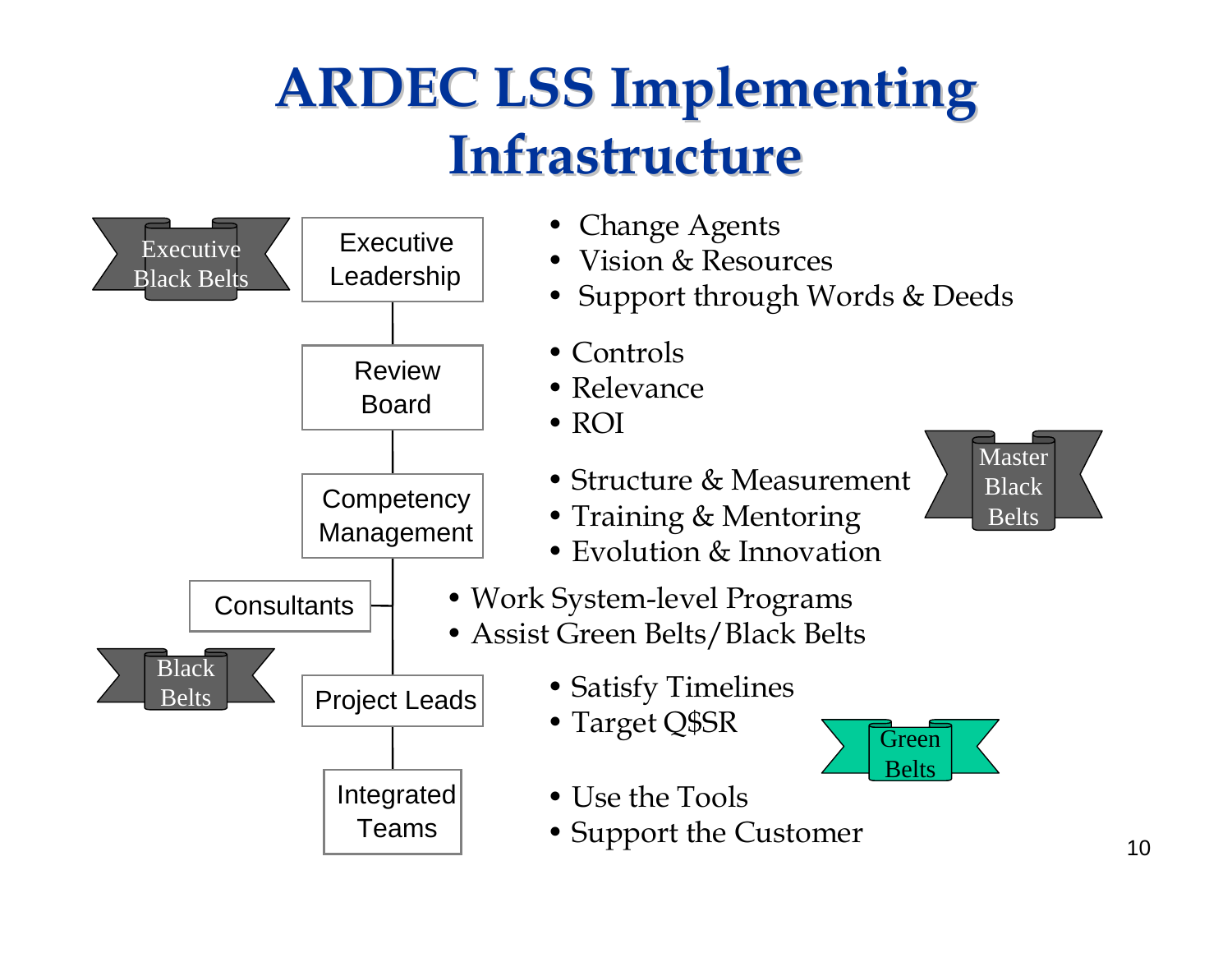# ARDEC LSS Implementing Infrastructure

**Executive Black Belts**

**Executive Leadership**

- Change Agents
- Vision & Resources
- Support through Words & Deeds

**Review Board**

- Controls
- Relevance
- ROI

**Competency Management**

**Master Black Belts**

- Structure & Measurement
- Training & Mentoring
- Evolution & Innovation

**Consultants**

- Work System-level Programs
- Assist Green Belts/Black Belts

**Black Belts**

**Project Leads**

- Satisfy Timelines
- Target Q$SR

**Green Belts**

**Integrated Teams**

- Use the Tools
- Support the Customer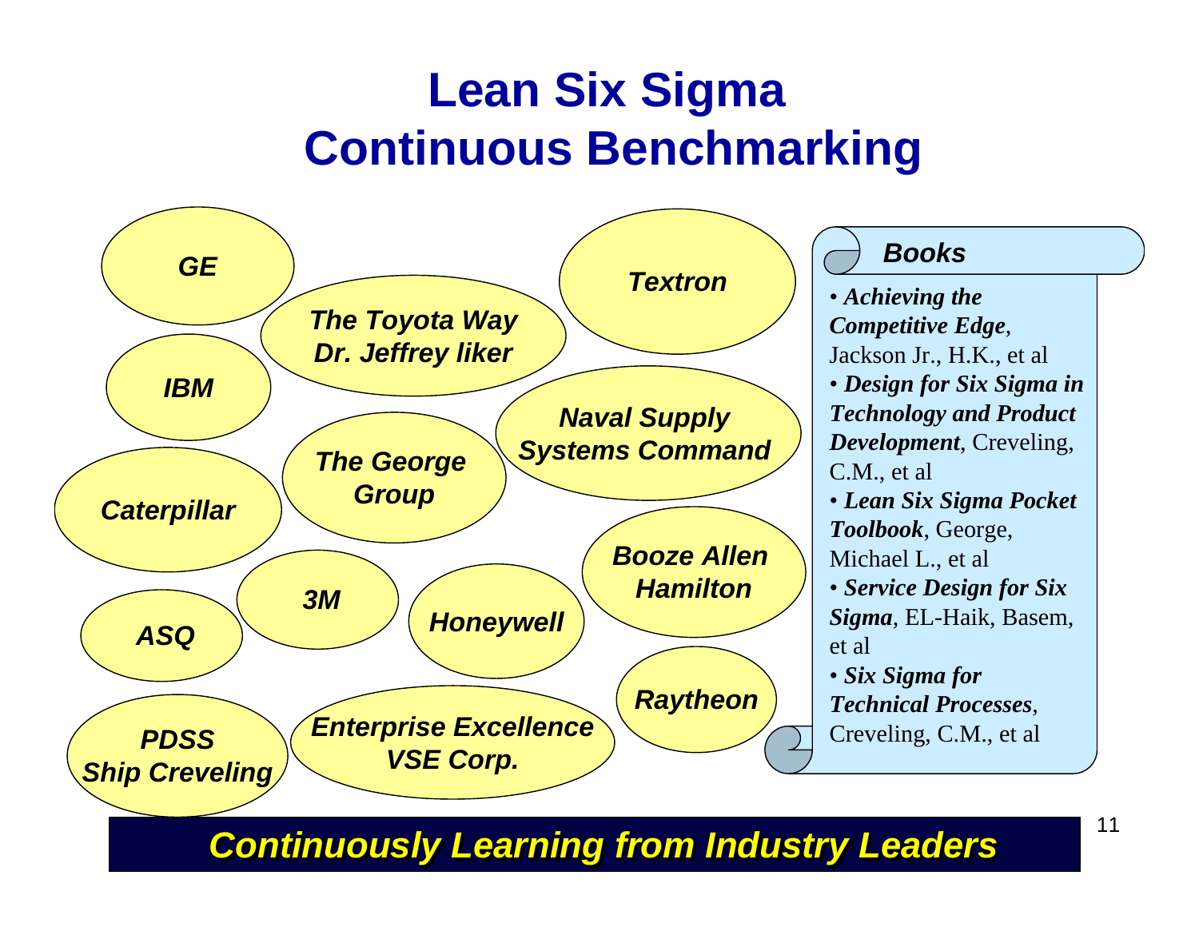# Lean Six Sigma Continuous Benchmarking

- *GE*
- *IBM*
- *Caterpillar*
- *ASQ*
- *3M*
- *PDSS Ship Creveling*
- *The Toyota Way Dr. Jeffrey liker*
- *The George Group*
- *Honeywell*
- *Enterprise Excellence VSE Corp.*
- *Textron*
- *Naval Supply Systems Command*
- *Booze Allen Hamilton*
- *Raytheon*

### *Books*

- ***Achieving the Competitive Edge***, Jackson Jr., H.K., et al
- ***Design for Six Sigma in Technology and Product Development***, Creveling, C.M., et al
- ***Lean Six Sigma Pocket Toolbook***, George, Michael L., et al
- ***Service Design for Six Sigma***, EL-Haik, Basem, et al
- ***Six Sigma for Technical Processes***, Creveling, C.M., et al

***Continuously Learning from Industry Leaders***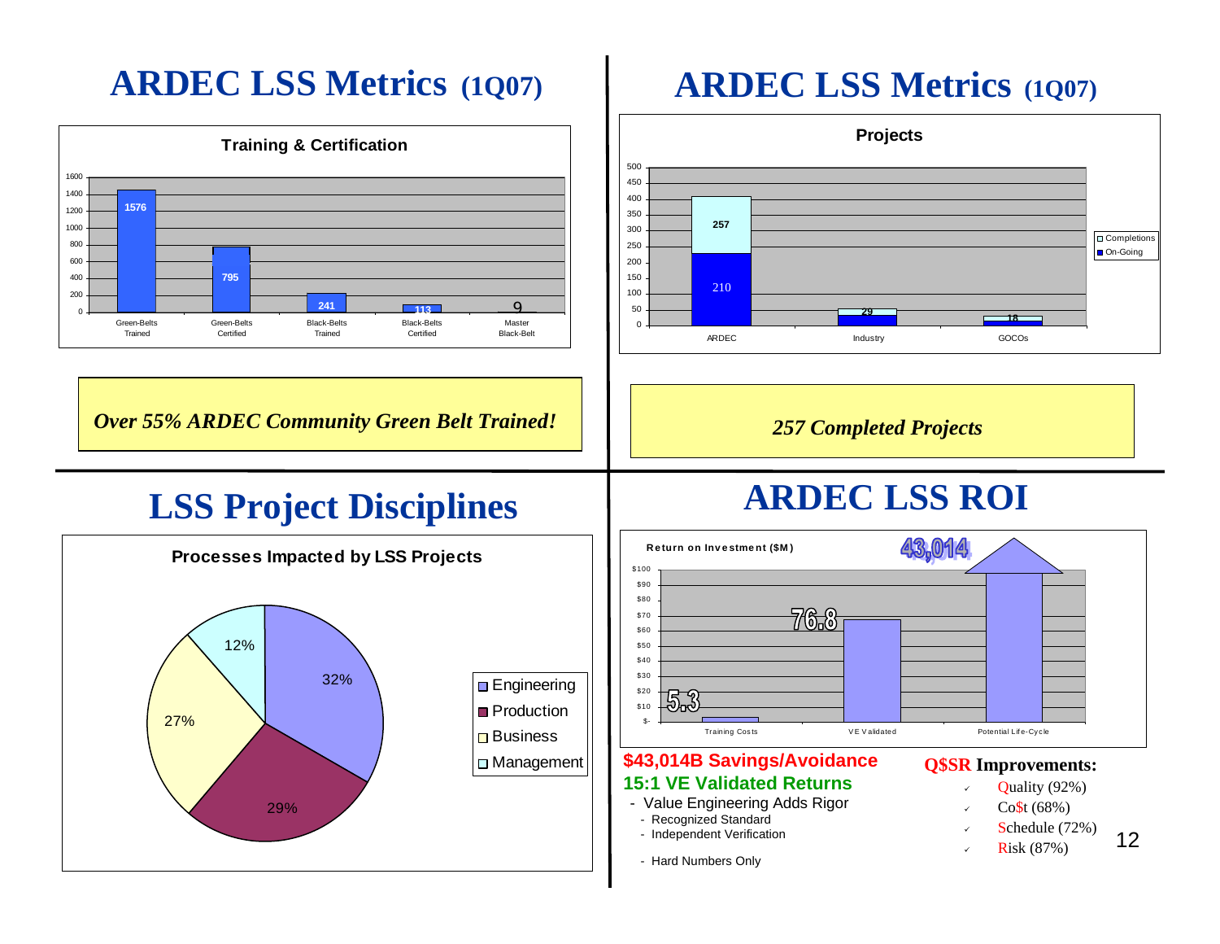## ARDEC LSS Metrics (1Q07)

**Training & Certification**

| Category | Count |
|---|---|
| Green-Belts Trained | 1576 |
| Green-Belts Certified | 795 |
| Black-Belts Trained | 241 |
| Black-Belts Certified | 113 |
| Master Black-Belt | 9 |

***Over 55% ARDEC Community Green Belt Trained!***

## ARDEC LSS Metrics (1Q07)

**Projects**

| | Completions | On-Going |
|---|---|---|
| ARDEC | 257 | 210 |
| Industry | 29 | |
| GOCOs | 18 | |

***257 Completed Projects***

## LSS Project Disciplines

**Processes Impacted by LSS Projects**

| Discipline | Percentage |
|---|---|
| Engineering | 32% |
| Production | 29% |
| Business | 27% |
| Management | 12% |

## ARDEC LSS ROI

**Return on Investment ($M)**

| Category | Value |
|---|---|
| Training Costs | 5.3 |
| VE Validated | 76.8 |
| Potential Life-Cycle | 43,014 |

**$43,014B Savings/Avoidance**

**15:1 VE Validated Returns**

- Value Engineering Adds Rigor
  - Recognized Standard
  - Independent Verification
  - Hard Numbers Only

**Q$SR Improvements:**

- Quality (92%)
- Co$t (68%)
- Schedule (72%)
- Risk (87%)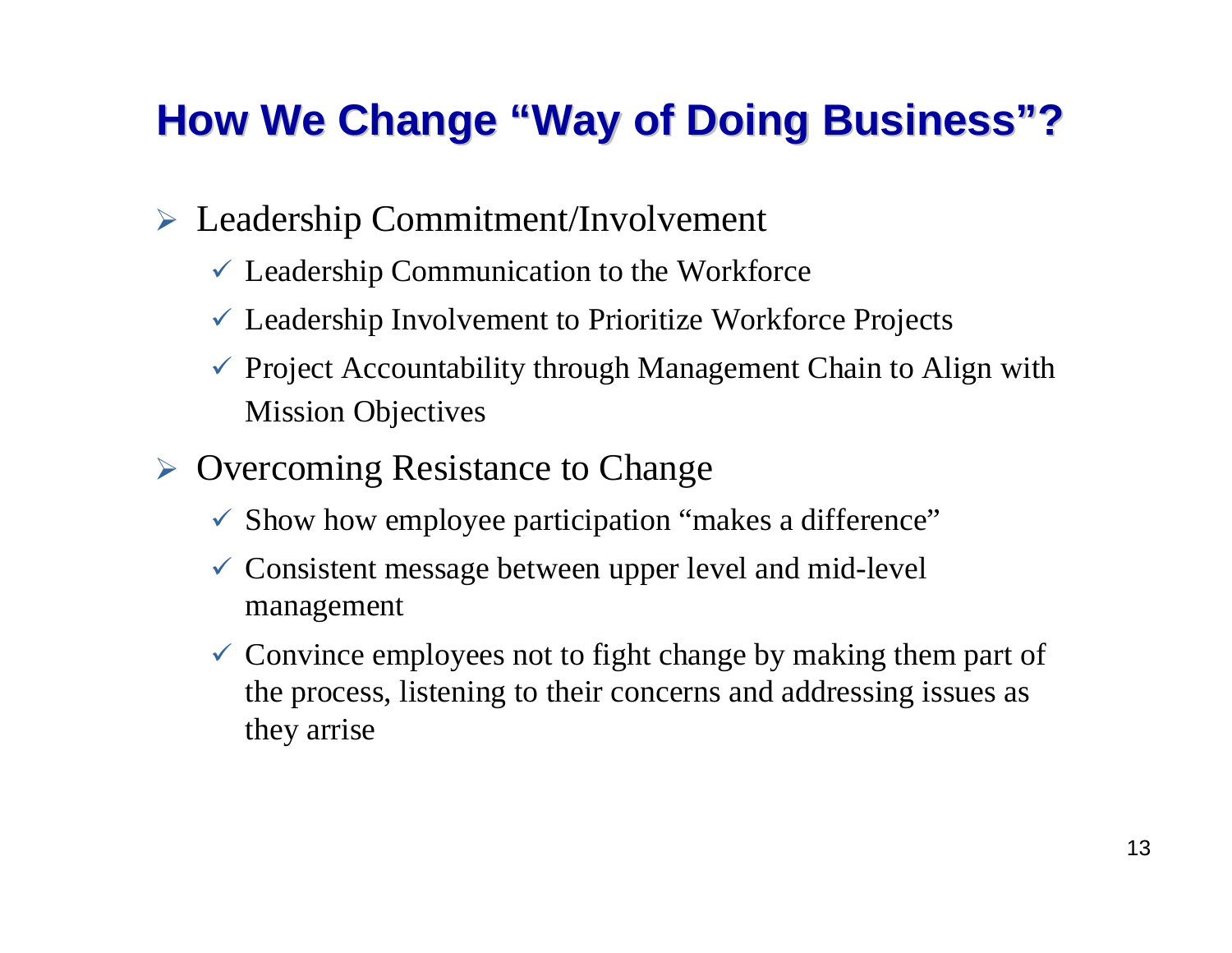# How We Change "Way of Doing Business"?

- Leadership Commitment/Involvement
  - ✓ Leadership Communication to the Workforce
  - ✓ Leadership Involvement to Prioritize Workforce Projects
  - ✓ Project Accountability through Management Chain to Align with Mission Objectives
- Overcoming Resistance to Change
  - ✓ Show how employee participation "makes a difference"
  - ✓ Consistent message between upper level and mid-level management
  - ✓ Convince employees not to fight change by making them part of the process, listening to their concerns and addressing issues as they arrise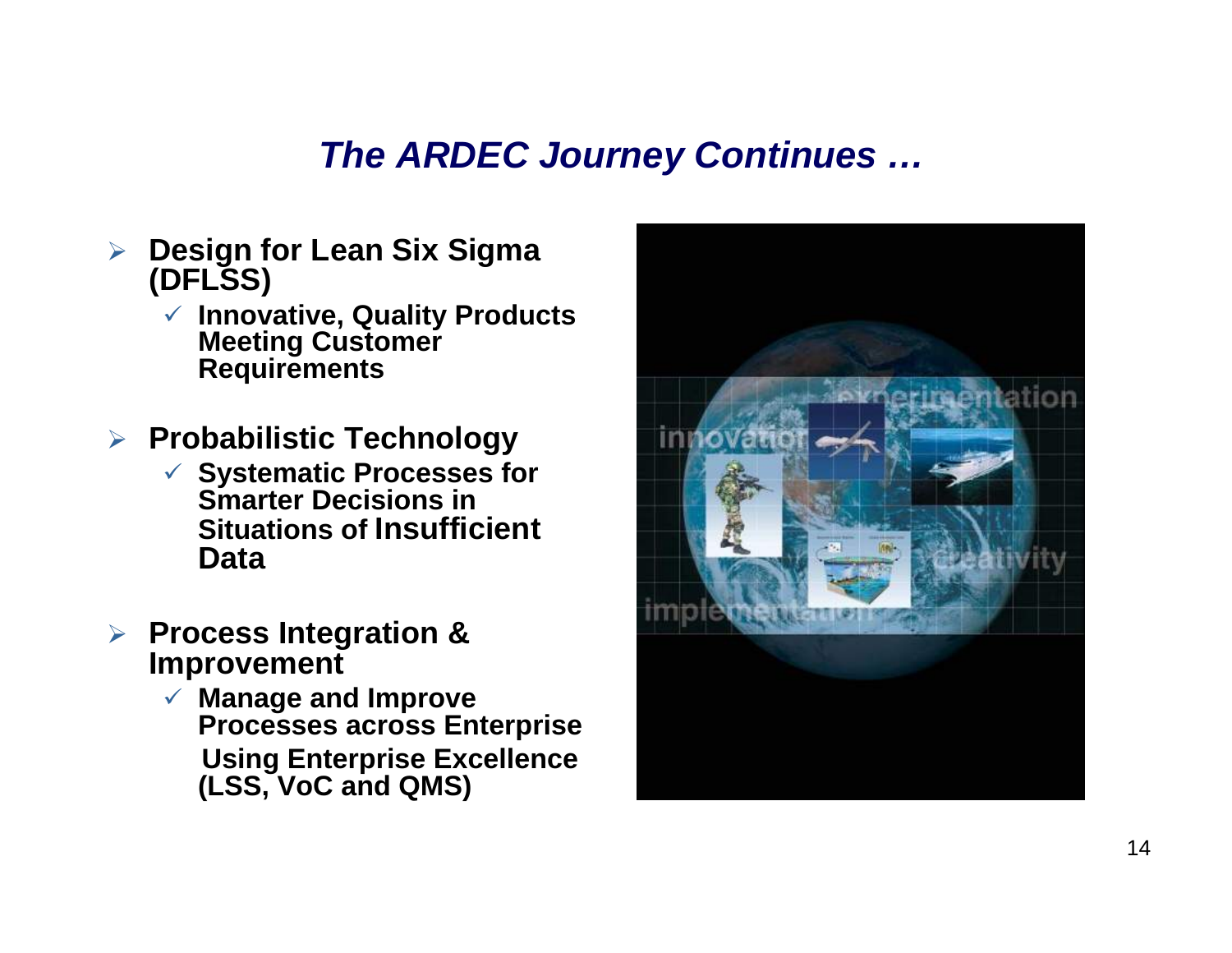# *The ARDEC Journey Continues …*

- **Design for Lean Six Sigma (DFLSS)**
  - **Innovative, Quality Products Meeting Customer Requirements**
- **Probabilistic Technology**
  - **Systematic Processes for Smarter Decisions in Situations of Insufficient Data**
- **Process Integration & Improvement**
  - **Manage and Improve Processes across Enterprise Using Enterprise Excellence (LSS, VoC and QMS)**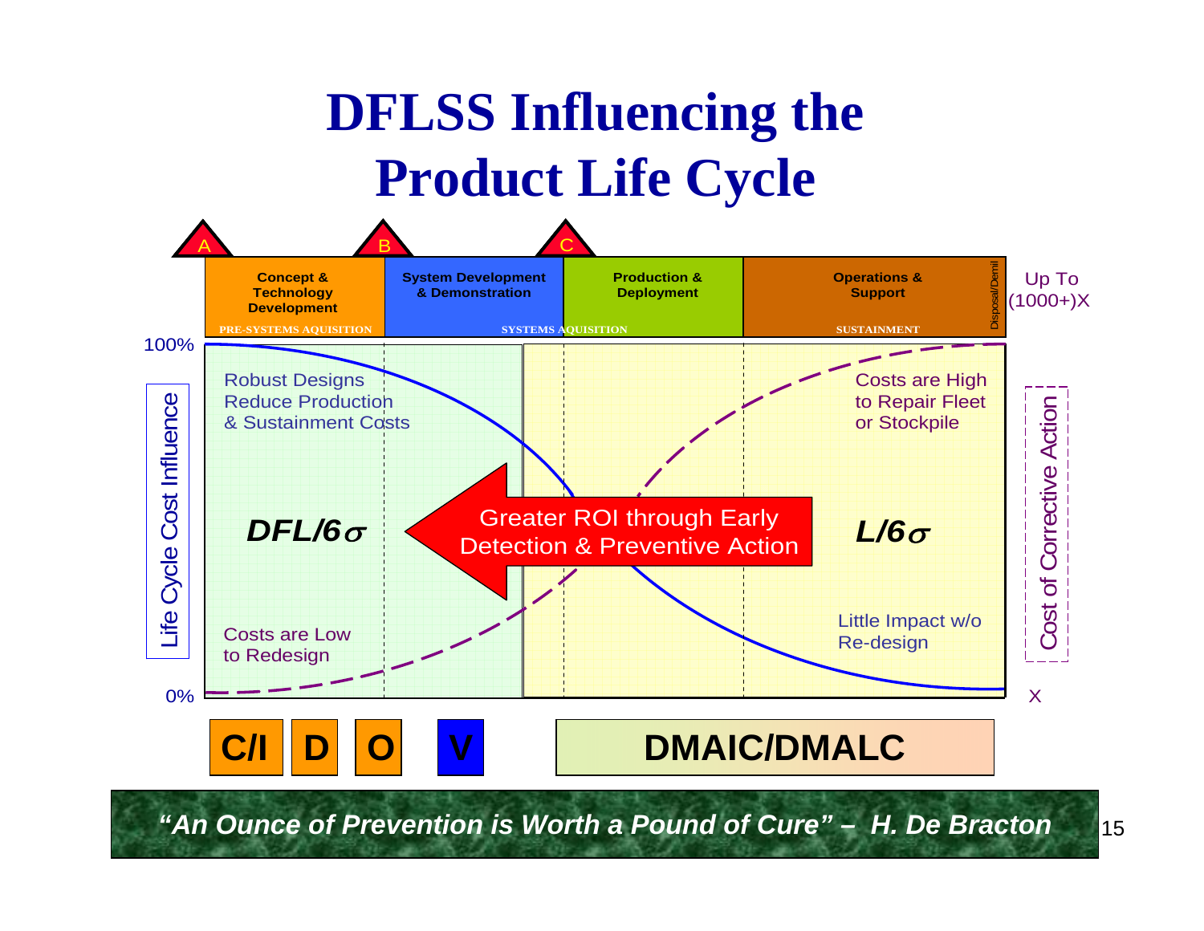# DFLSS Influencing the Product Life Cycle

A B C

| Concept & Technology Development | System Development & Demonstration | Production & Deployment | Operations & Support | Disposal/Demil |
|---|---|---|---|---|
| PRE-SYSTEMS AQUISITION | SYSTEMS AQUISITION | | SUSTAINMENT | |

Up To (1000+)X

100%

Life Cycle Cost Influence

Robust Designs Reduce Production & Sustainment Costs

**DFL/6$\sigma$**

Costs are Low to Redesign

0%

Greater ROI through Early Detection & Preventive Action

Costs are High to Repair Fleet or Stockpile

**L/6$\sigma$**

Little Impact w/o Re-design

Cost of Corrective Action

X

**C/I** **D** **O** **V**

**DMAIC/DMALC**

***"An Ounce of Prevention is Worth a Pound of Cure" – H. De Bracton***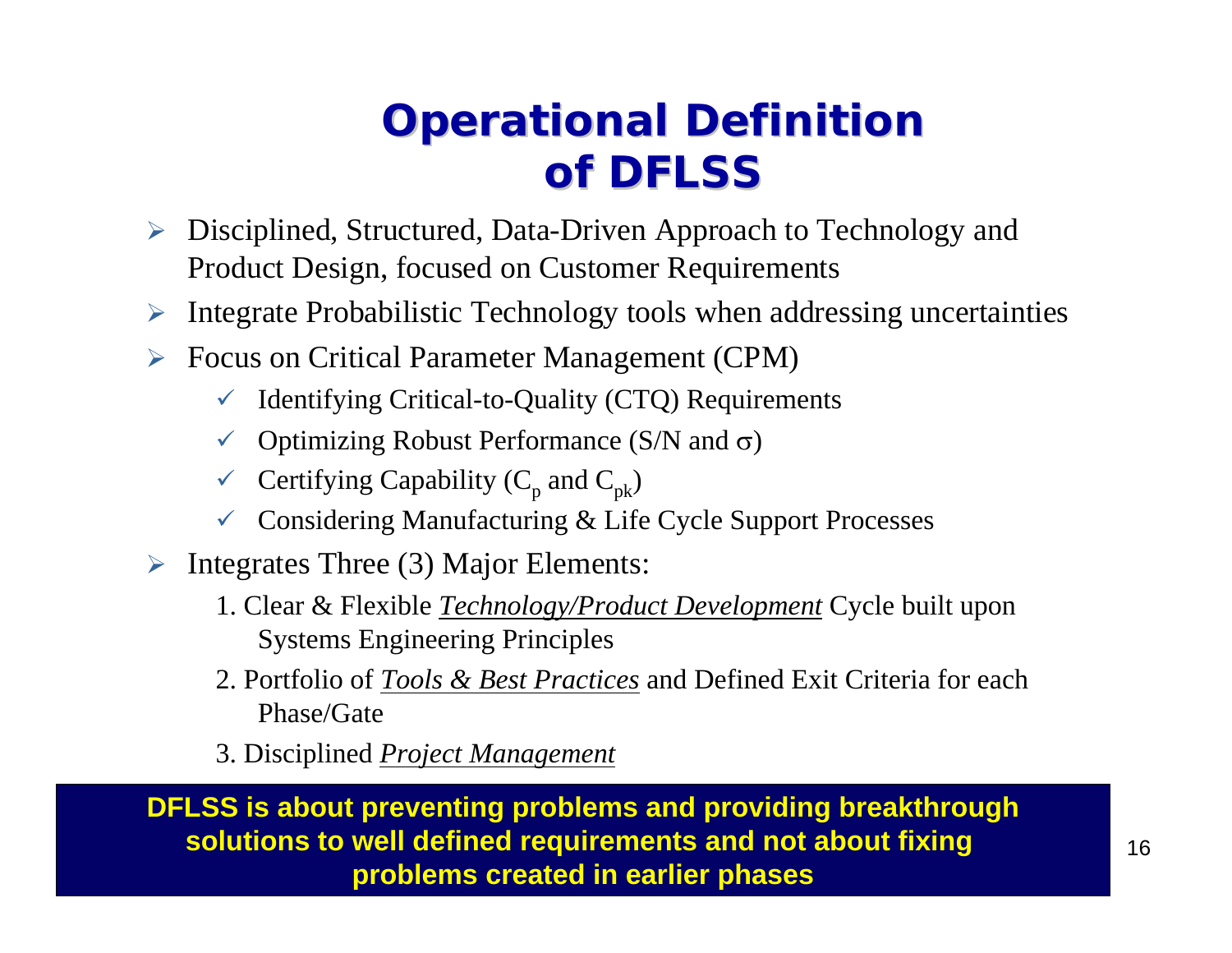# Operational Definition of DFLSS

- Disciplined, Structured, Data-Driven Approach to Technology and Product Design, focused on Customer Requirements
- Integrate Probabilistic Technology tools when addressing uncertainties
- Focus on Critical Parameter Management (CPM)
  - ✓ Identifying Critical-to-Quality (CTQ) Requirements
  - ✓ Optimizing Robust Performance (S/N and $\sigma$)
  - ✓ Certifying Capability ($C_p$ and $C_{pk}$)
  - ✓ Considering Manufacturing & Life Cycle Support Processes
- Integrates Three (3) Major Elements:
  1. Clear & Flexible ***Technology/Product Development*** Cycle built upon Systems Engineering Principles
  2. Portfolio of ***Tools & Best Practices*** and Defined Exit Criteria for each Phase/Gate
  3. Disciplined ***Project Management***

**DFLSS is about preventing problems and providing breakthrough solutions to well defined requirements and not about fixing problems created in earlier phases**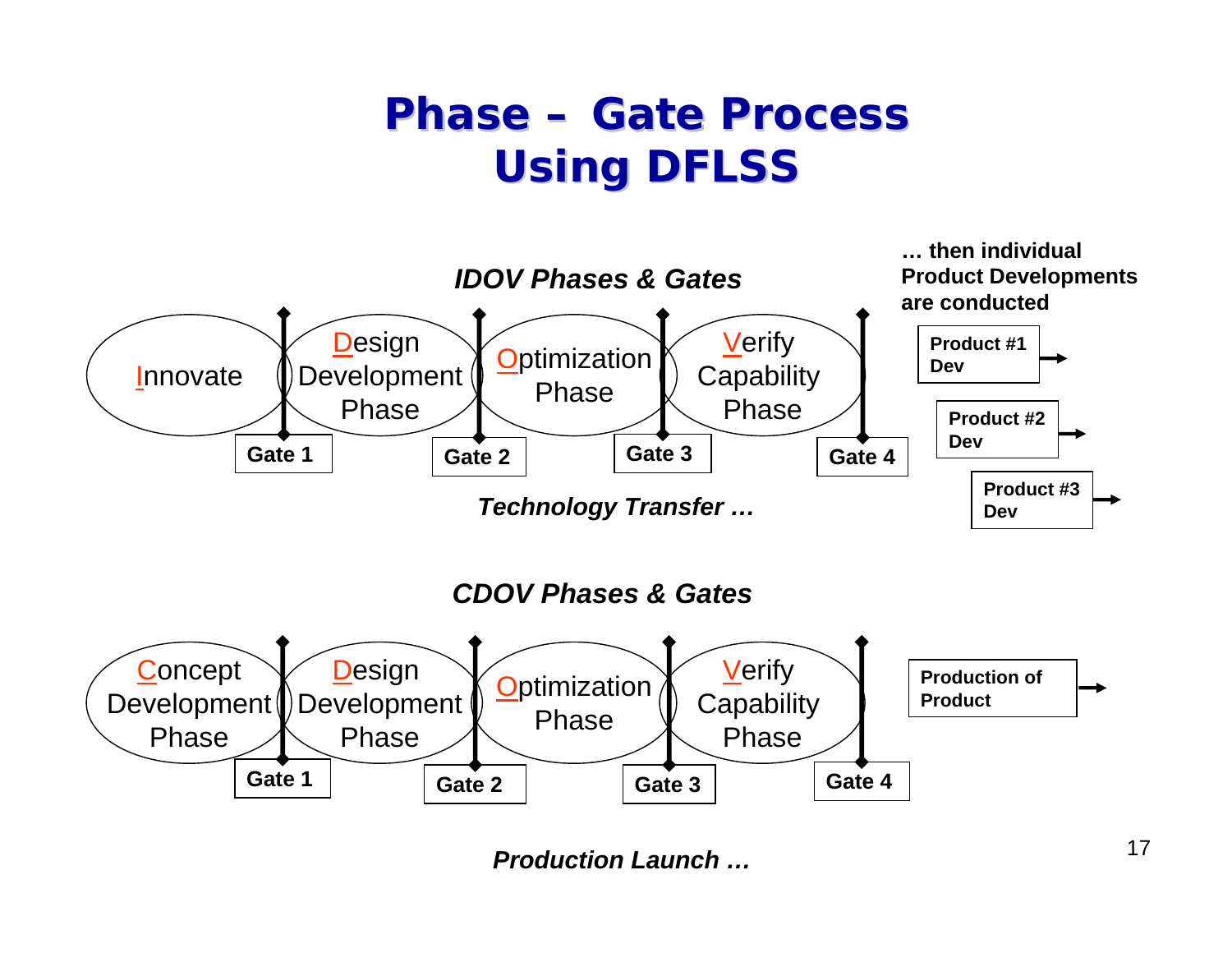# Phase – Gate Process Using DFLSS

*IDOV Phases & Gates*

Innovate → Gate 1 → Design Development Phase → Gate 2 → Optimization Phase → Gate 3 → Verify Capability Phase → Gate 4

*Technology Transfer …*

**… then individual Product Developments are conducted**

- **Product #1 Dev** →
- **Product #2 Dev** →
- **Product #3 Dev** →

*CDOV Phases & Gates*

Concept Development Phase → Gate 1 → Design Development Phase → Gate 2 → Optimization Phase → Gate 3 → Verify Capability Phase → Gate 4

**Production of Product** →

*Production Launch …*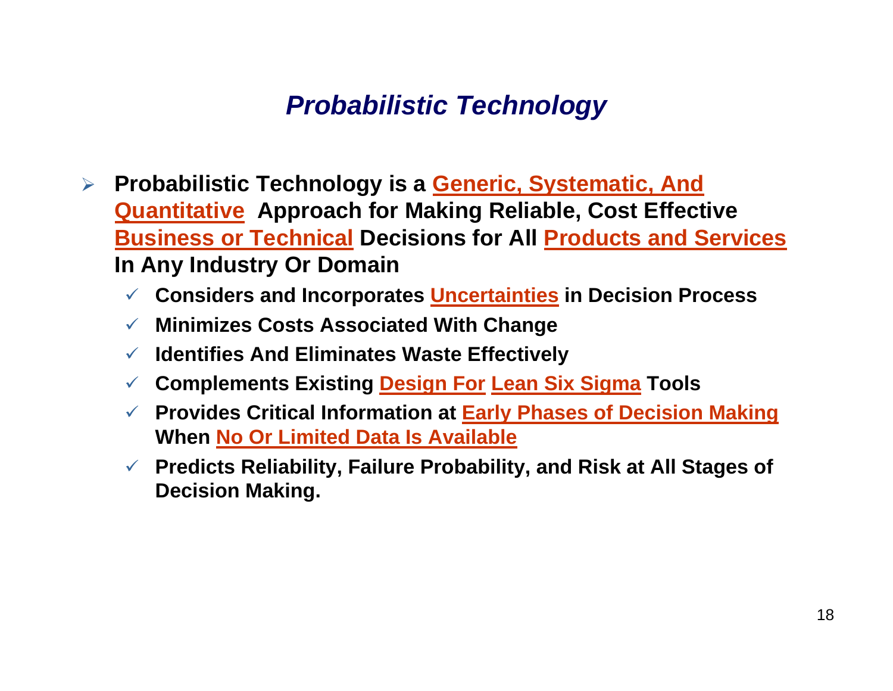# *Probabilistic Technology*

- **Probabilistic Technology is a Generic, Systematic, And Quantitative Approach for Making Reliable, Cost Effective Business or Technical Decisions for All Products and Services In Any Industry Or Domain**
  - **Considers and Incorporates Uncertainties in Decision Process**
  - **Minimizes Costs Associated With Change**
  - **Identifies And Eliminates Waste Effectively**
  - **Complements Existing Design For Lean Six Sigma Tools**
  - **Provides Critical Information at Early Phases of Decision Making When No Or Limited Data Is Available**
  - **Predicts Reliability, Failure Probability, and Risk at All Stages of Decision Making.**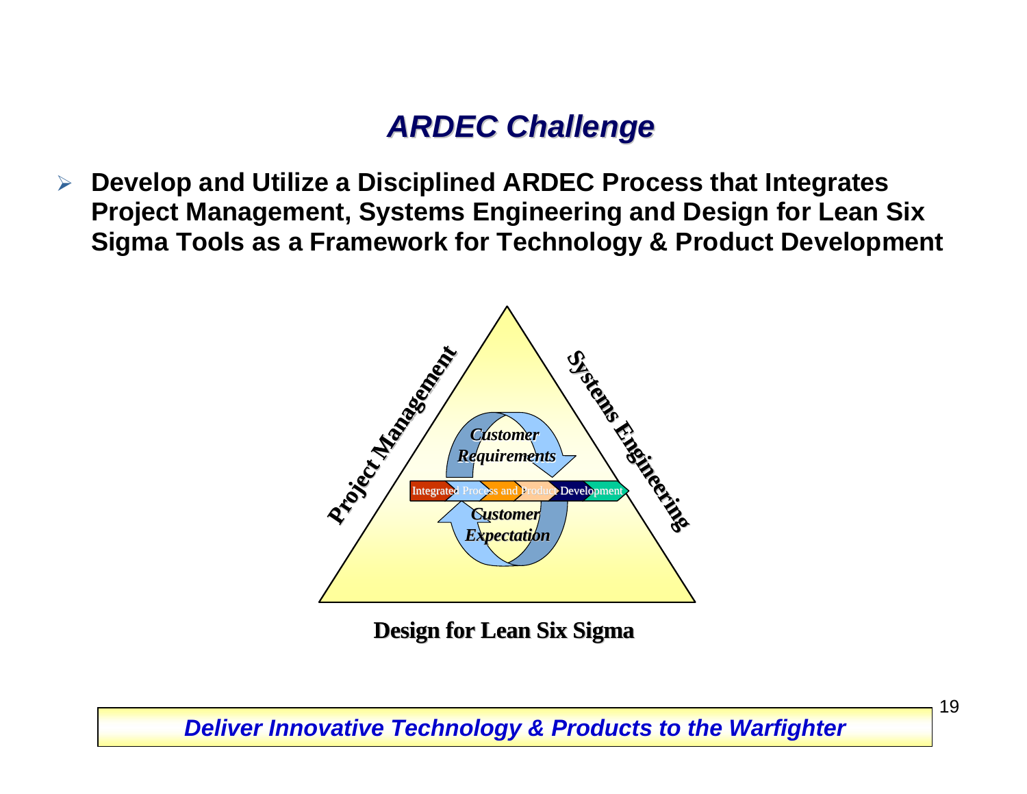# ARDEC Challenge

- **Develop and Utilize a Disciplined ARDEC Process that Integrates Project Management, Systems Engineering and Design for Lean Six Sigma Tools as a Framework for Technology & Product Development**

Project Management

Systems Engineering

*Customer Requirements*

Integrated Process and Product Development

*Customer Expectation*

**Design for Lean Six Sigma**

***Deliver Innovative Technology & Products to the Warfighter***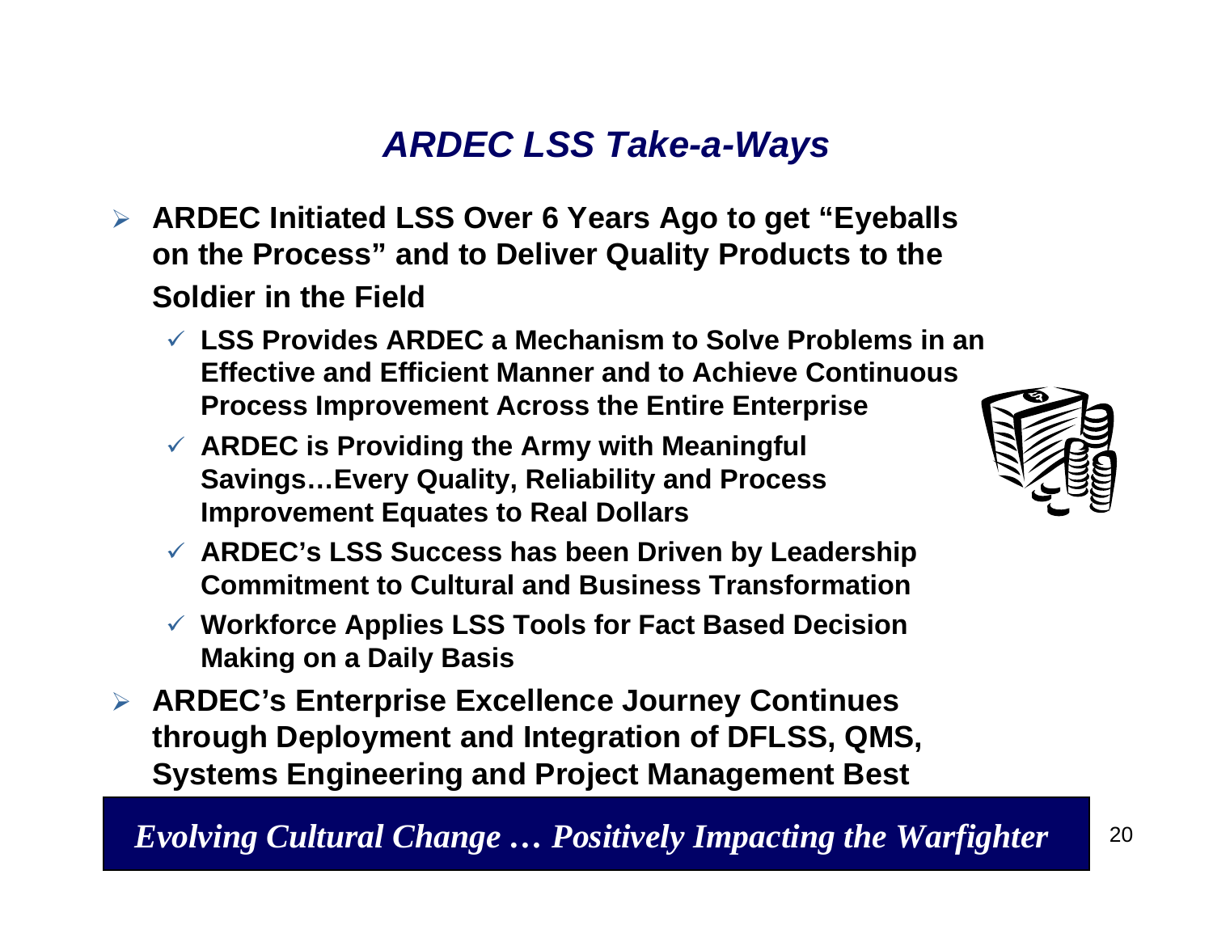## *ARDEC LSS Take-a-Ways*

- **ARDEC Initiated LSS Over 6 Years Ago to get "Eyeballs on the Process" and to Deliver Quality Products to the Soldier in the Field**
  - ✓ **LSS Provides ARDEC a Mechanism to Solve Problems in an Effective and Efficient Manner and to Achieve Continuous Process Improvement Across the Entire Enterprise**
  - ✓ **ARDEC is Providing the Army with Meaningful Savings…Every Quality, Reliability and Process Improvement Equates to Real Dollars**
  - ✓ **ARDEC's LSS Success has been Driven by Leadership Commitment to Cultural and Business Transformation**
  - ✓ **Workforce Applies LSS Tools for Fact Based Decision Making on a Daily Basis**
- **ARDEC's Enterprise Excellence Journey Continues through Deployment and Integration of DFLSS, QMS, Systems Engineering and Project Management Best**

***Evolving Cultural Change … Positively Impacting the Warfighter***